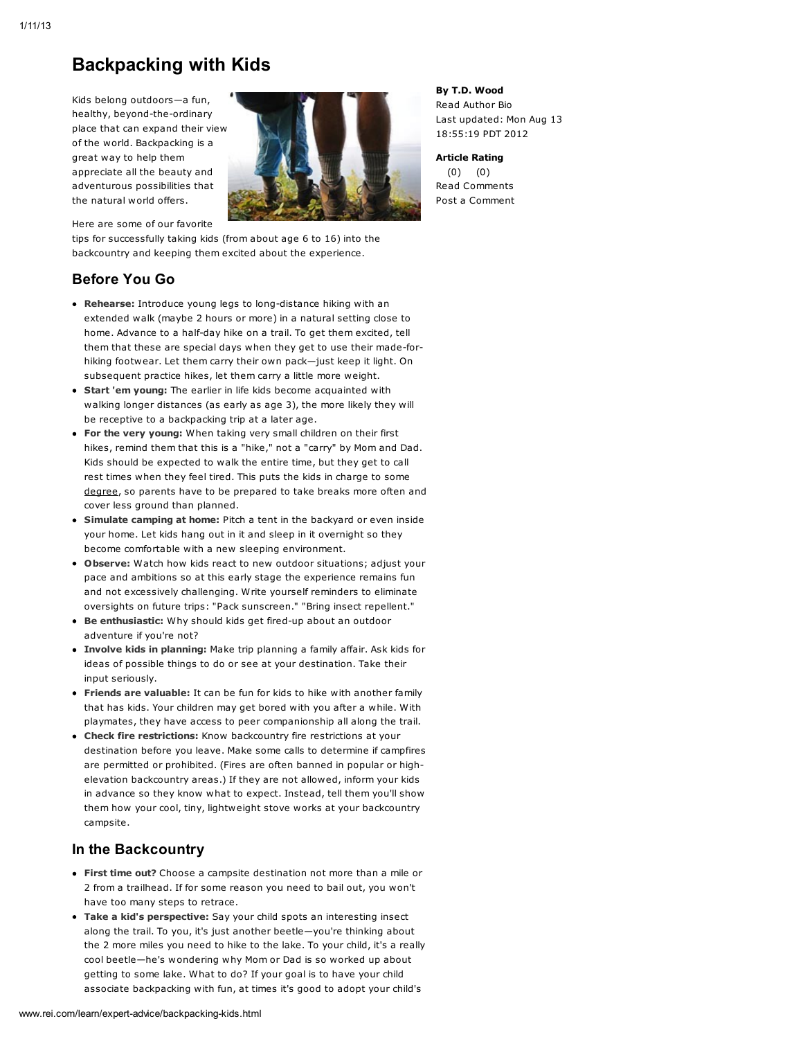# Backpacking with Kids

**By T.D. Wood**
Read Author Bio
Last updated: Mon Aug 13 18:55:19 PDT 2012

**Article Rating**
(0) (0)
Read Comments
Post a Comment

Kids belong outdoors—a fun, healthy, beyond-the-ordinary place that can expand their view of the world. Backpacking is a great way to help them appreciate all the beauty and adventurous possibilities that the natural world offers.

Here are some of our favorite tips for successfully taking kids (from about age 6 to 16) into the backcountry and keeping them excited about the experience.

## Before You Go

- **Rehearse:** Introduce young legs to long-distance hiking with an extended walk (maybe 2 hours or more) in a natural setting close to home. Advance to a half-day hike on a trail. To get them excited, tell them that these are special days when they get to use their made-for-hiking footwear. Let them carry their own pack—just keep it light. On subsequent practice hikes, let them carry a little more weight.
- **Start 'em young:** The earlier in life kids become acquainted with walking longer distances (as early as age 3), the more likely they will be receptive to a backpacking trip at a later age.
- **For the very young:** When taking very small children on their first hikes, remind them that this is a "hike," not a "carry" by Mom and Dad. Kids should be expected to walk the entire time, but they get to call rest times when they feel tired. This puts the kids in charge to some degree, so parents have to be prepared to take breaks more often and cover less ground than planned.
- **Simulate camping at home:** Pitch a tent in the backyard or even inside your home. Let kids hang out in it and sleep in it overnight so they become comfortable with a new sleeping environment.
- **Observe:** Watch how kids react to new outdoor situations; adjust your pace and ambitions so at this early stage the experience remains fun and not excessively challenging. Write yourself reminders to eliminate oversights on future trips: "Pack sunscreen." "Bring insect repellent."
- **Be enthusiastic:** Why should kids get fired-up about an outdoor adventure if you're not?
- **Involve kids in planning:** Make trip planning a family affair. Ask kids for ideas of possible things to do or see at your destination. Take their input seriously.
- **Friends are valuable:** It can be fun for kids to hike with another family that has kids. Your children may get bored with you after a while. With playmates, they have access to peer companionship all along the trail.
- **Check fire restrictions:** Know backcountry fire restrictions at your destination before you leave. Make some calls to determine if campfires are permitted or prohibited. (Fires are often banned in popular or high-elevation backcountry areas.) If they are not allowed, inform your kids in advance so they know what to expect. Instead, tell them you'll show them how your cool, tiny, lightweight stove works at your backcountry campsite.

## In the Backcountry

- **First time out?** Choose a campsite destination not more than a mile or 2 from a trailhead. If for some reason you need to bail out, you won't have too many steps to retrace.
- **Take a kid's perspective:** Say your child spots an interesting insect along the trail. To you, it's just another beetle—you're thinking about the 2 more miles you need to hike to the lake. To your child, it's a really cool beetle—he's wondering why Mom or Dad is so worked up about getting to some lake. What to do? If your goal is to have your child associate backpacking with fun, at times it's good to adopt your child's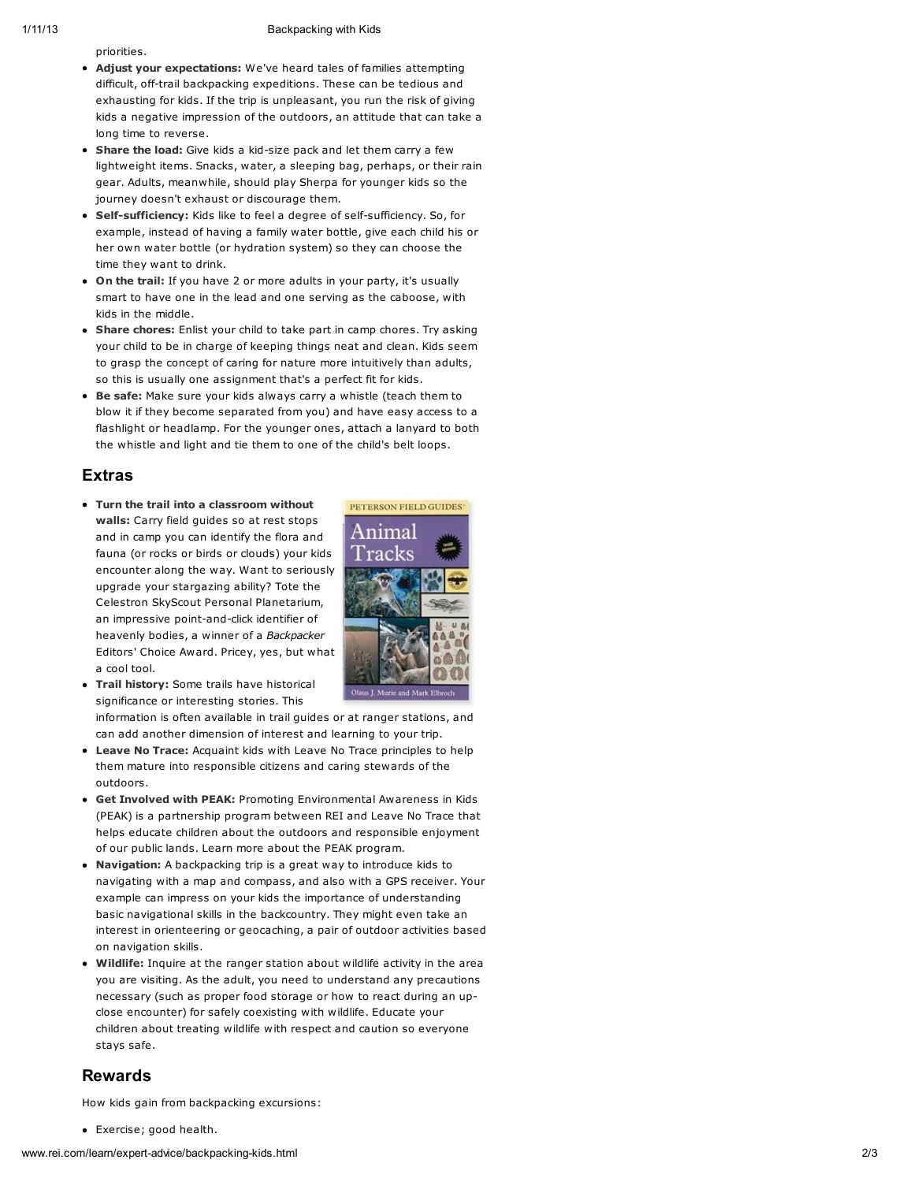priorities.

- **Adjust your expectations:** We've heard tales of families attempting difficult, off-trail backpacking expeditions. These can be tedious and exhausting for kids. If the trip is unpleasant, you run the risk of giving kids a negative impression of the outdoors, an attitude that can take a long time to reverse.
- **Share the load:** Give kids a kid-size pack and let them carry a few lightweight items. Snacks, water, a sleeping bag, perhaps, or their rain gear. Adults, meanwhile, should play Sherpa for younger kids so the journey doesn't exhaust or discourage them.
- **Self-sufficiency:** Kids like to feel a degree of self-sufficiency. So, for example, instead of having a family water bottle, give each child his or her own water bottle (or hydration system) so they can choose the time they want to drink.
- **On the trail:** If you have 2 or more adults in your party, it's usually smart to have one in the lead and one serving as the caboose, with kids in the middle.
- **Share chores:** Enlist your child to take part in camp chores. Try asking your child to be in charge of keeping things neat and clean. Kids seem to grasp the concept of caring for nature more intuitively than adults, so this is usually one assignment that's a perfect fit for kids.
- **Be safe:** Make sure your kids always carry a whistle (teach them to blow it if they become separated from you) and have easy access to a flashlight or headlamp. For the younger ones, attach a lanyard to both the whistle and light and tie them to one of the child's belt loops.

## Extras

- **Turn the trail into a classroom without walls:** Carry field guides so at rest stops and in camp you can identify the flora and fauna (or rocks or birds or clouds) your kids encounter along the way. Want to seriously upgrade your stargazing ability? Tote the Celestron SkyScout Personal Planetarium, an impressive point-and-click identifier of heavenly bodies, a winner of a *Backpacker* Editors' Choice Award. Pricey, yes, but what a cool tool.
- **Trail history:** Some trails have historical significance or interesting stories. This information is often available in trail guides or at ranger stations, and can add another dimension of interest and learning to your trip.
- **Leave No Trace:** Acquaint kids with Leave No Trace principles to help them mature into responsible citizens and caring stewards of the outdoors.
- **Get Involved with PEAK:** Promoting Environmental Awareness in Kids (PEAK) is a partnership program between REI and Leave No Trace that helps educate children about the outdoors and responsible enjoyment of our public lands. Learn more about the PEAK program.
- **Navigation:** A backpacking trip is a great way to introduce kids to navigating with a map and compass, and also with a GPS receiver. Your example can impress on your kids the importance of understanding basic navigational skills in the backcountry. They might even take an interest in orienteering or geocaching, a pair of outdoor activities based on navigation skills.
- **Wildlife:** Inquire at the ranger station about wildlife activity in the area you are visiting. As the adult, you need to understand any precautions necessary (such as proper food storage or how to react during an up-close encounter) for safely coexisting with wildlife. Educate your children about treating wildlife with respect and caution so everyone stays safe.

## Rewards

How kids gain from backpacking excursions:

- Exercise; good health.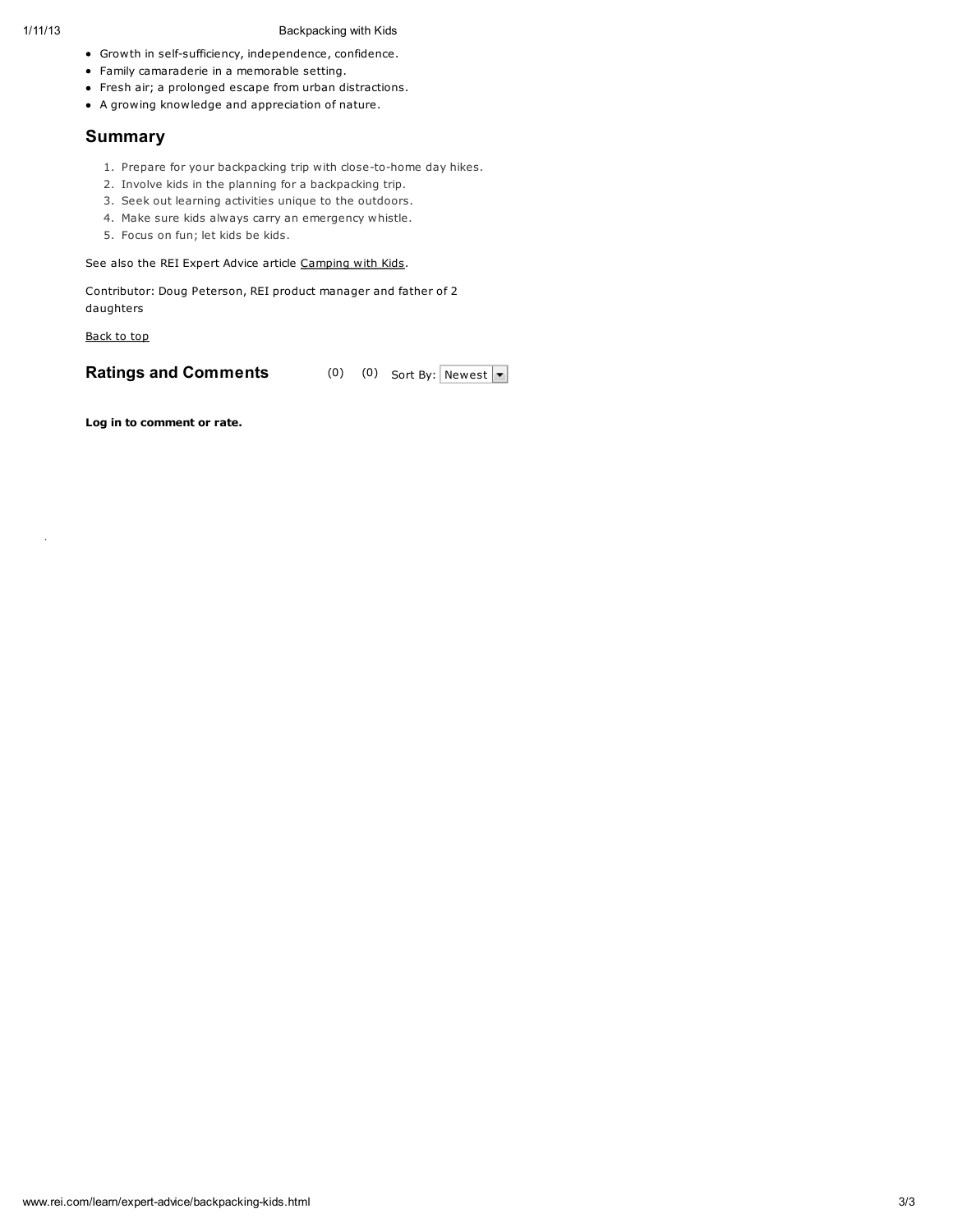- Growth in self-sufficiency, independence, confidence.
- Family camaraderie in a memorable setting.
- Fresh air; a prolonged escape from urban distractions.
- A growing knowledge and appreciation of nature.

## Summary

1. Prepare for your backpacking trip with close-to-home day hikes.
2. Involve kids in the planning for a backpacking trip.
3. Seek out learning activities unique to the outdoors.
4. Make sure kids always carry an emergency whistle.
5. Focus on fun; let kids be kids.

See also the REI Expert Advice article Camping with Kids.

Contributor: Doug Peterson, REI product manager and father of 2 daughters

Back to top

## Ratings and Comments

(0) (0) Sort By: Newest

**Log in to comment or rate.**